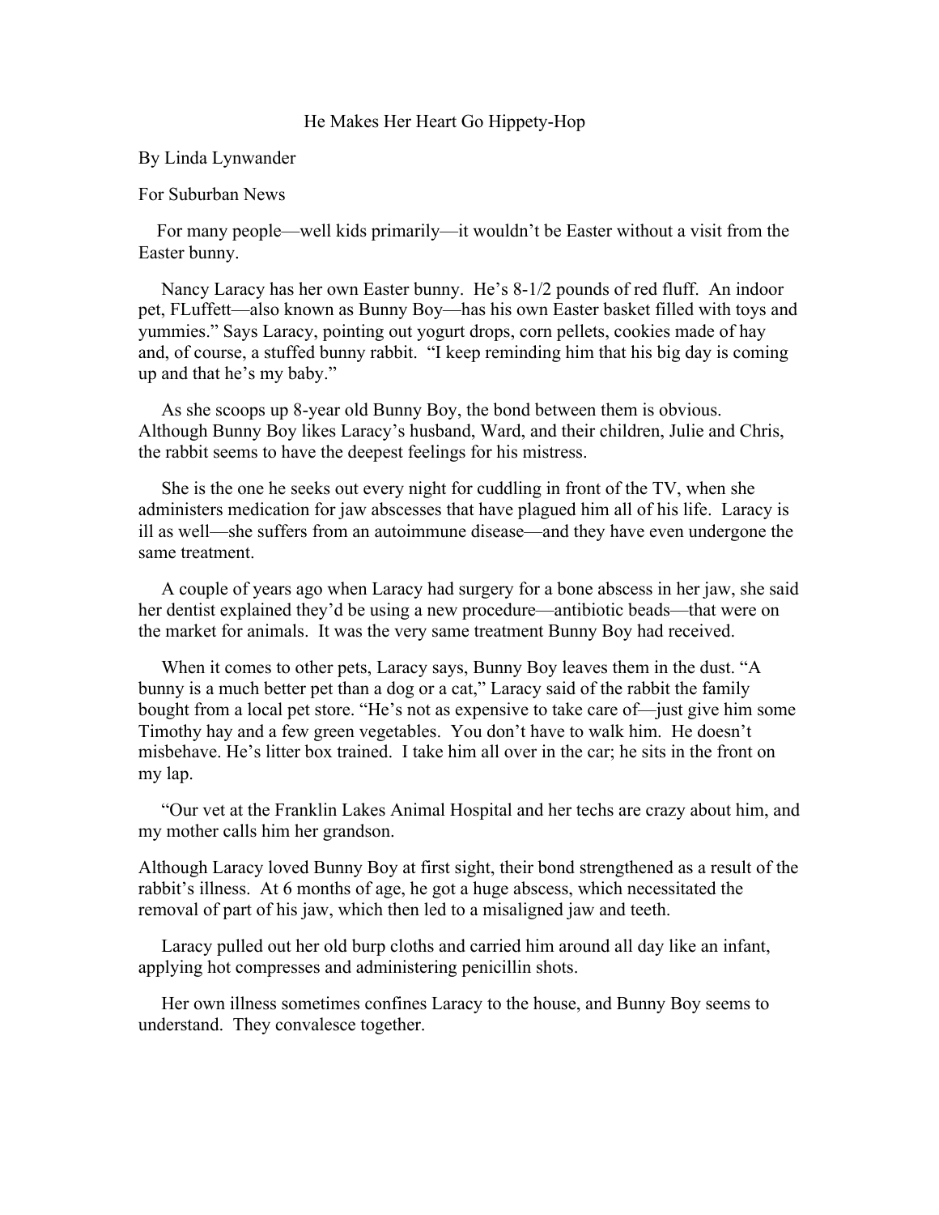# He Makes Her Heart Go Hippety-Hop

By Linda Lynwander

For Suburban News

For many people—well kids primarily—it wouldn't be Easter without a visit from the Easter bunny.

Nancy Laracy has her own Easter bunny. He's 8-1/2 pounds of red fluff. An indoor pet, FLuffett—also known as Bunny Boy—has his own Easter basket filled with toys and yummies." Says Laracy, pointing out yogurt drops, corn pellets, cookies made of hay and, of course, a stuffed bunny rabbit. "I keep reminding him that his big day is coming up and that he's my baby."

As she scoops up 8-year old Bunny Boy, the bond between them is obvious. Although Bunny Boy likes Laracy's husband, Ward, and their children, Julie and Chris, the rabbit seems to have the deepest feelings for his mistress.

She is the one he seeks out every night for cuddling in front of the TV, when she administers medication for jaw abscesses that have plagued him all of his life. Laracy is ill as well—she suffers from an autoimmune disease—and they have even undergone the same treatment.

A couple of years ago when Laracy had surgery for a bone abscess in her jaw, she said her dentist explained they'd be using a new procedure—antibiotic beads—that were on the market for animals. It was the very same treatment Bunny Boy had received.

When it comes to other pets, Laracy says, Bunny Boy leaves them in the dust. "A bunny is a much better pet than a dog or a cat," Laracy said of the rabbit the family bought from a local pet store. "He's not as expensive to take care of—just give him some Timothy hay and a few green vegetables. You don't have to walk him. He doesn't misbehave. He's litter box trained. I take him all over in the car; he sits in the front on my lap.

"Our vet at the Franklin Lakes Animal Hospital and her techs are crazy about him, and my mother calls him her grandson.

Although Laracy loved Bunny Boy at first sight, their bond strengthened as a result of the rabbit's illness. At 6 months of age, he got a huge abscess, which necessitated the removal of part of his jaw, which then led to a misaligned jaw and teeth.

Laracy pulled out her old burp cloths and carried him around all day like an infant, applying hot compresses and administering penicillin shots.

Her own illness sometimes confines Laracy to the house, and Bunny Boy seems to understand. They convalesce together.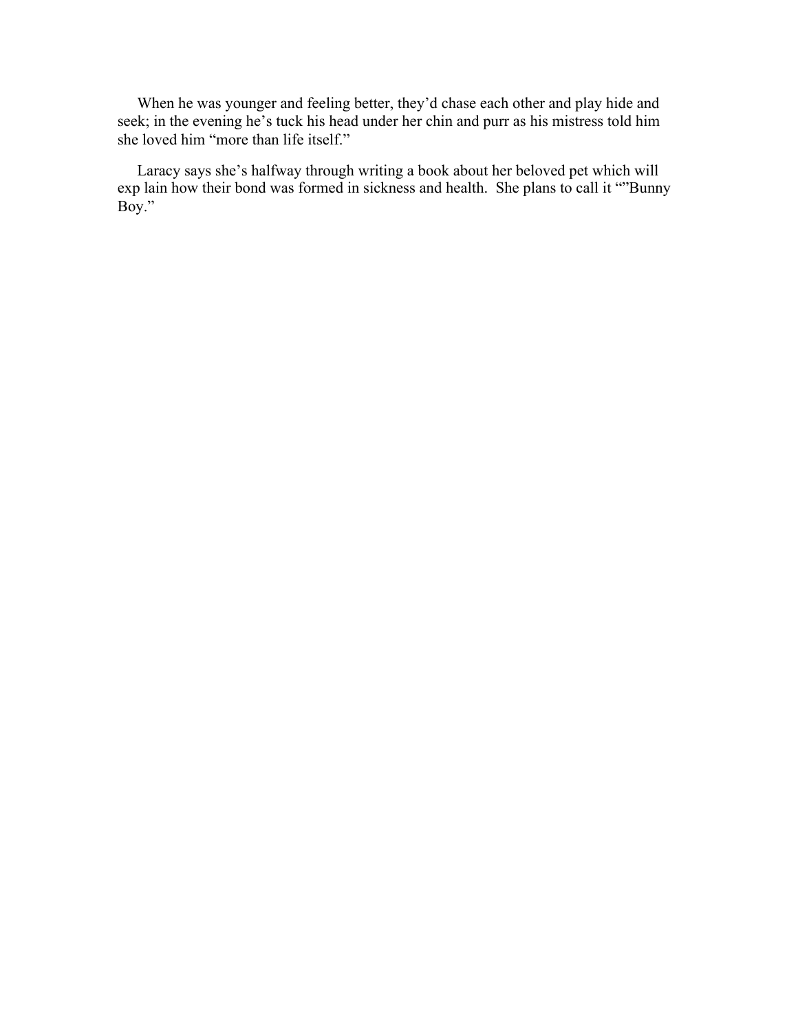When he was younger and feeling better, they'd chase each other and play hide and seek; in the evening he's tuck his head under her chin and purr as his mistress told him she loved him "more than life itself."

Laracy says she's halfway through writing a book about her beloved pet which will exp lain how their bond was formed in sickness and health. She plans to call it ""Bunny Boy."